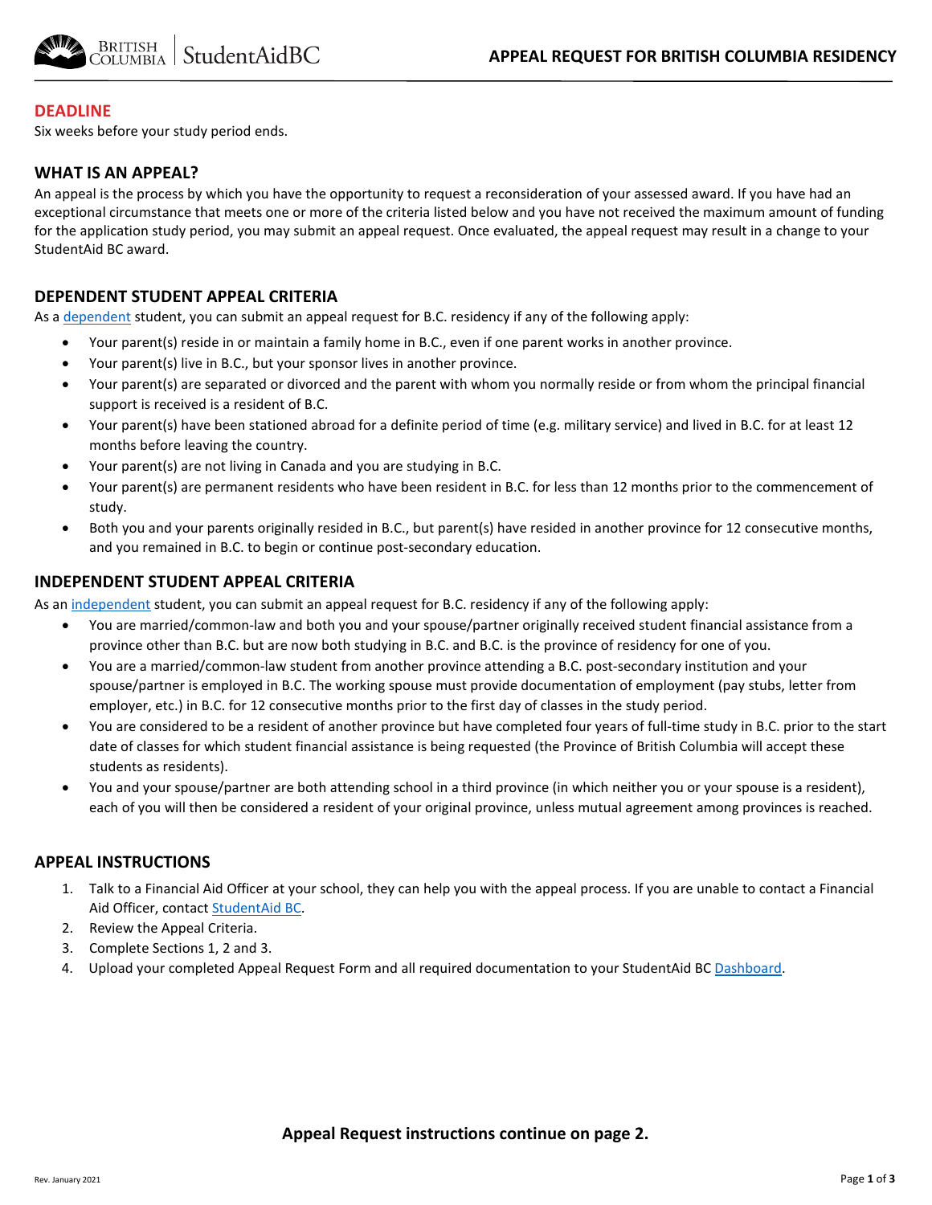# APPEAL REQUEST FOR BRITISH COLUMBIA RESIDENCY

## DEADLINE

Six weeks before your study period ends.

## WHAT IS AN APPEAL?

An appeal is the process by which you have the opportunity to request a reconsideration of your assessed award. If you have had an exceptional circumstance that meets one or more of the criteria listed below and you have not received the maximum amount of funding for the application study period, you may submit an appeal request. Once evaluated, the appeal request may result in a change to your StudentAid BC award.

## DEPENDENT STUDENT APPEAL CRITERIA

As a dependent student, you can submit an appeal request for B.C. residency if any of the following apply:

- Your parent(s) reside in or maintain a family home in B.C., even if one parent works in another province.
- Your parent(s) live in B.C., but your sponsor lives in another province.
- Your parent(s) are separated or divorced and the parent with whom you normally reside or from whom the principal financial support is received is a resident of B.C.
- Your parent(s) have been stationed abroad for a definite period of time (e.g. military service) and lived in B.C. for at least 12 months before leaving the country.
- Your parent(s) are not living in Canada and you are studying in B.C.
- Your parent(s) are permanent residents who have been resident in B.C. for less than 12 months prior to the commencement of study.
- Both you and your parents originally resided in B.C., but parent(s) have resided in another province for 12 consecutive months, and you remained in B.C. to begin or continue post-secondary education.

## INDEPENDENT STUDENT APPEAL CRITERIA

As an independent student, you can submit an appeal request for B.C. residency if any of the following apply:

- You are married/common-law and both you and your spouse/partner originally received student financial assistance from a province other than B.C. but are now both studying in B.C. and B.C. is the province of residency for one of you.
- You are a married/common-law student from another province attending a B.C. post-secondary institution and your spouse/partner is employed in B.C. The working spouse must provide documentation of employment (pay stubs, letter from employer, etc.) in B.C. for 12 consecutive months prior to the first day of classes in the study period.
- You are considered to be a resident of another province but have completed four years of full-time study in B.C. prior to the start date of classes for which student financial assistance is being requested (the Province of British Columbia will accept these students as residents).
- You and your spouse/partner are both attending school in a third province (in which neither you or your spouse is a resident), each of you will then be considered a resident of your original province, unless mutual agreement among provinces is reached.

## APPEAL INSTRUCTIONS

1. Talk to a Financial Aid Officer at your school, they can help you with the appeal process. If you are unable to contact a Financial Aid Officer, contact StudentAid BC.
2. Review the Appeal Criteria.
3. Complete Sections 1, 2 and 3.
4. Upload your completed Appeal Request Form and all required documentation to your StudentAid BC Dashboard.

**Appeal Request instructions continue on page 2.**

Rev. January 2021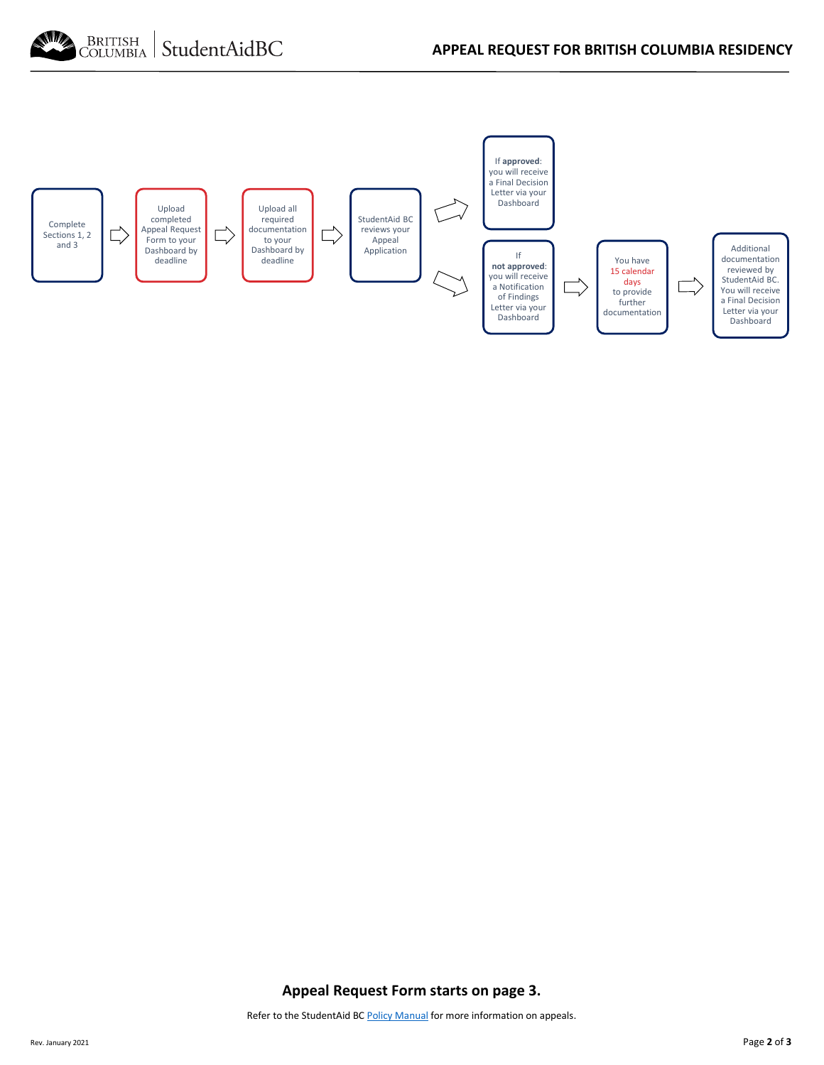Complete Sections 1, 2 and 3

→ Upload completed Appeal Request Form to your Dashboard by deadline

→ Upload all required documentation to your Dashboard by deadline

→ StudentAid BC reviews your Appeal Application

→ If **approved**: you will receive a Final Decision Letter via your Dashboard

→ If **not approved**: you will receive a Notification of Findings Letter via your Dashboard

→ You have 15 calendar days to provide further documentation

→ Additional documentation reviewed by StudentAid BC. You will receive a Final Decision Letter via your Dashboard

**Appeal Request Form starts on page 3.**

Refer to the StudentAid BC Policy Manual for more information on appeals.

Rev. January 2021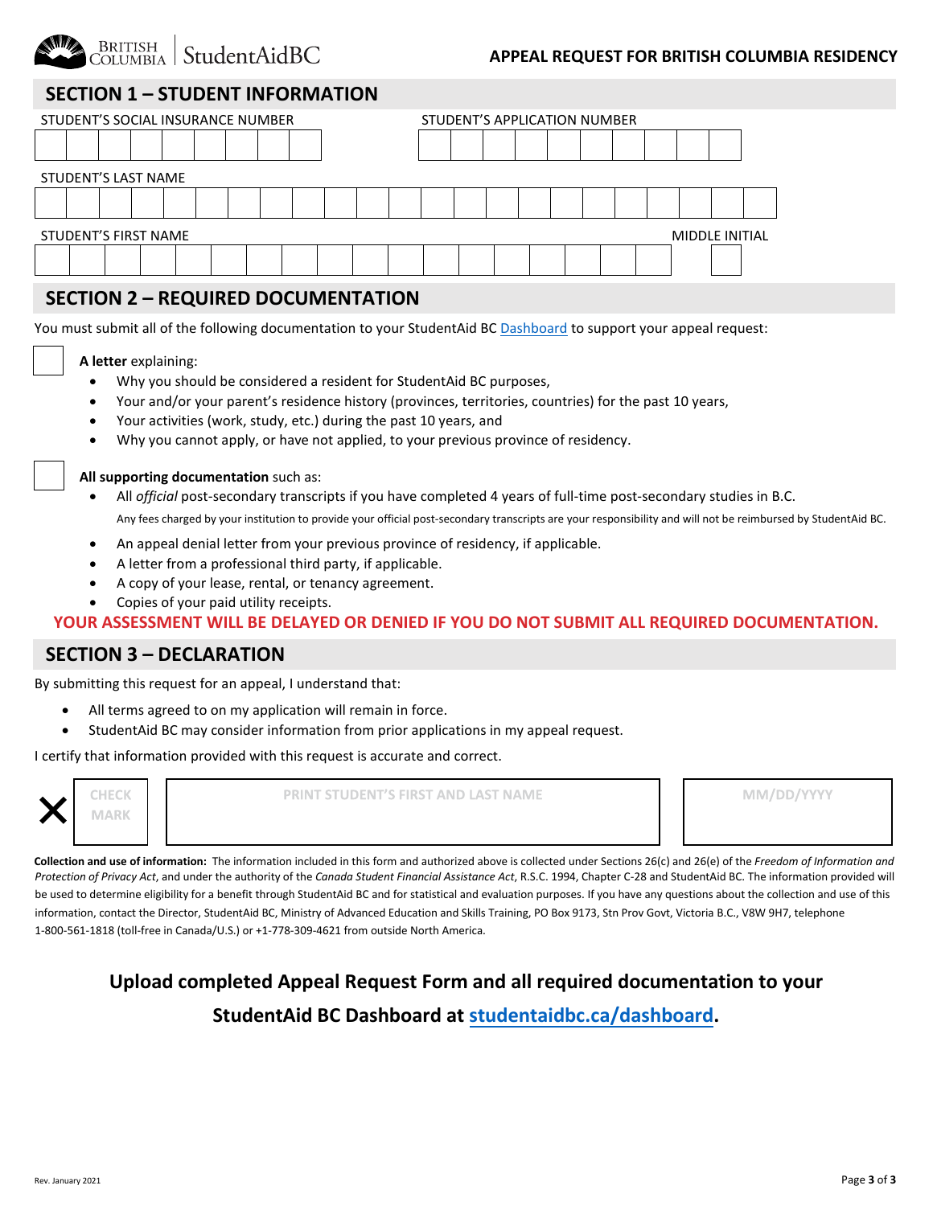BRITISH COLUMBIA | StudentAidBC

# APPEAL REQUEST FOR BRITISH COLUMBIA RESIDENCY

## SECTION 1 – STUDENT INFORMATION

STUDENT'S SOCIAL INSURANCE NUMBER

STUDENT'S APPLICATION NUMBER

STUDENT'S LAST NAME

STUDENT'S FIRST NAME

MIDDLE INITIAL

## SECTION 2 – REQUIRED DOCUMENTATION

You must submit all of the following documentation to your StudentAid BC Dashboard to support your appeal request:

☐ **A letter** explaining:

- Why you should be considered a resident for StudentAid BC purposes,
- Your and/or your parent's residence history (provinces, territories, countries) for the past 10 years,
- Your activities (work, study, etc.) during the past 10 years, and
- Why you cannot apply, or have not applied, to your previous province of residency.

☐ **All supporting documentation** such as:

- All *official* post-secondary transcripts if you have completed 4 years of full-time post-secondary studies in B.C.
  Any fees charged by your institution to provide your official post-secondary transcripts are your responsibility and will not be reimbursed by StudentAid BC.
- An appeal denial letter from your previous province of residency, if applicable.
- A letter from a professional third party, if applicable.
- A copy of your lease, rental, or tenancy agreement.
- Copies of your paid utility receipts.

**YOUR ASSESSMENT WILL BE DELAYED OR DENIED IF YOU DO NOT SUBMIT ALL REQUIRED DOCUMENTATION.**

## SECTION 3 – DECLARATION

By submitting this request for an appeal, I understand that:

- All terms agreed to on my application will remain in force.
- StudentAid BC may consider information from prior applications in my appeal request.

I certify that information provided with this request is accurate and correct.

| ✕ CHECK MARK | PRINT STUDENT'S FIRST AND LAST NAME | MM/DD/YYYY |
|---|---|---|
| | | |

**Collection and use of information:** The information included in this form and authorized above is collected under Sections 26(c) and 26(e) of the *Freedom of Information and Protection of Privacy Act*, and under the authority of the *Canada Student Financial Assistance Act*, R.S.C. 1994, Chapter C-28 and StudentAid BC. The information provided will be used to determine eligibility for a benefit through StudentAid BC and for statistical and evaluation purposes. If you have any questions about the collection and use of this information, contact the Director, StudentAid BC, Ministry of Advanced Education and Skills Training, PO Box 9173, Stn Prov Govt, Victoria B.C., V8W 9H7, telephone 1-800-561-1818 (toll-free in Canada/U.S.) or +1-778-309-4621 from outside North America.

**Upload completed Appeal Request Form and all required documentation to your StudentAid BC Dashboard at studentaidbc.ca/dashboard.**

Rev. January 2021